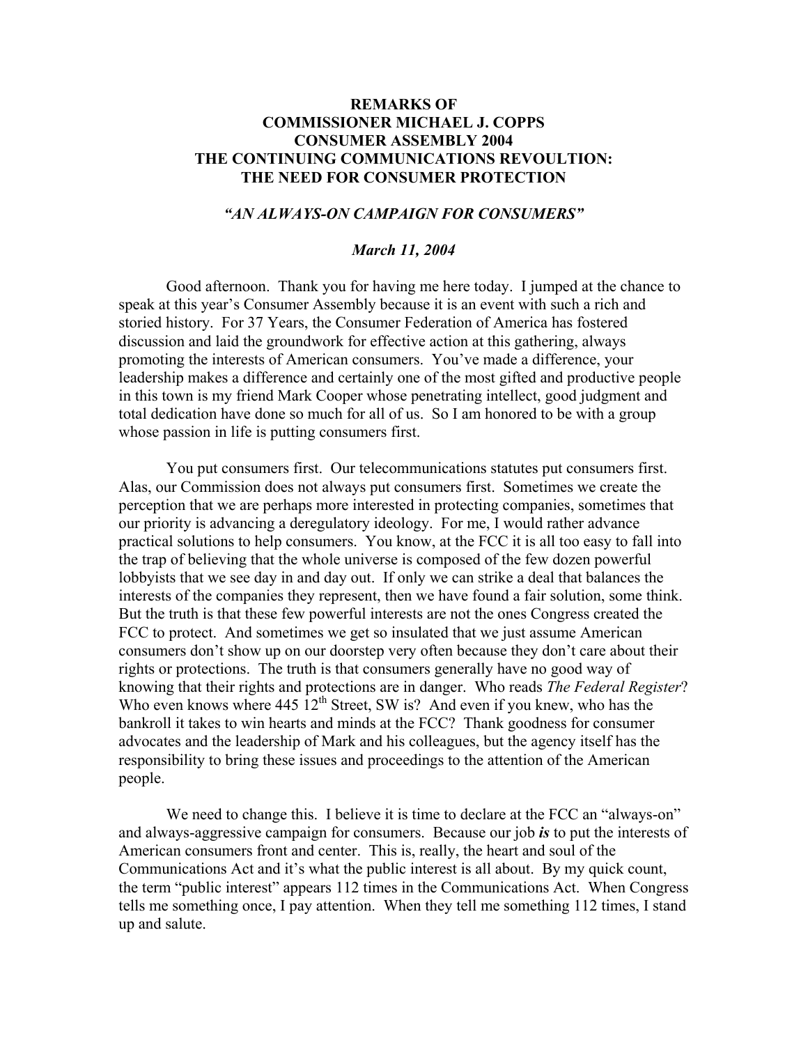**REMARKS OF**
**COMMISSIONER MICHAEL J. COPPS**
**CONSUMER ASSEMBLY 2004**
**THE CONTINUING COMMUNICATIONS REVOULTION:**
**THE NEED FOR CONSUMER PROTECTION**

***"AN ALWAYS-ON CAMPAIGN FOR CONSUMERS"***

***March 11, 2004***

Good afternoon. Thank you for having me here today. I jumped at the chance to speak at this year's Consumer Assembly because it is an event with such a rich and storied history. For 37 Years, the Consumer Federation of America has fostered discussion and laid the groundwork for effective action at this gathering, always promoting the interests of American consumers. You've made a difference, your leadership makes a difference and certainly one of the most gifted and productive people in this town is my friend Mark Cooper whose penetrating intellect, good judgment and total dedication have done so much for all of us. So I am honored to be with a group whose passion in life is putting consumers first.

You put consumers first. Our telecommunications statutes put consumers first. Alas, our Commission does not always put consumers first. Sometimes we create the perception that we are perhaps more interested in protecting companies, sometimes that our priority is advancing a deregulatory ideology. For me, I would rather advance practical solutions to help consumers. You know, at the FCC it is all too easy to fall into the trap of believing that the whole universe is composed of the few dozen powerful lobbyists that we see day in and day out. If only we can strike a deal that balances the interests of the companies they represent, then we have found a fair solution, some think. But the truth is that these few powerful interests are not the ones Congress created the FCC to protect. And sometimes we get so insulated that we just assume American consumers don't show up on our doorstep very often because they don't care about their rights or protections. The truth is that consumers generally have no good way of knowing that their rights and protections are in danger. Who reads *The Federal Register*? Who even knows where 445 12th Street, SW is? And even if you knew, who has the bankroll it takes to win hearts and minds at the FCC? Thank goodness for consumer advocates and the leadership of Mark and his colleagues, but the agency itself has the responsibility to bring these issues and proceedings to the attention of the American people.

We need to change this. I believe it is time to declare at the FCC an "always-on" and always-aggressive campaign for consumers. Because our job ***is*** to put the interests of American consumers front and center. This is, really, the heart and soul of the Communications Act and it's what the public interest is all about. By my quick count, the term "public interest" appears 112 times in the Communications Act. When Congress tells me something once, I pay attention. When they tell me something 112 times, I stand up and salute.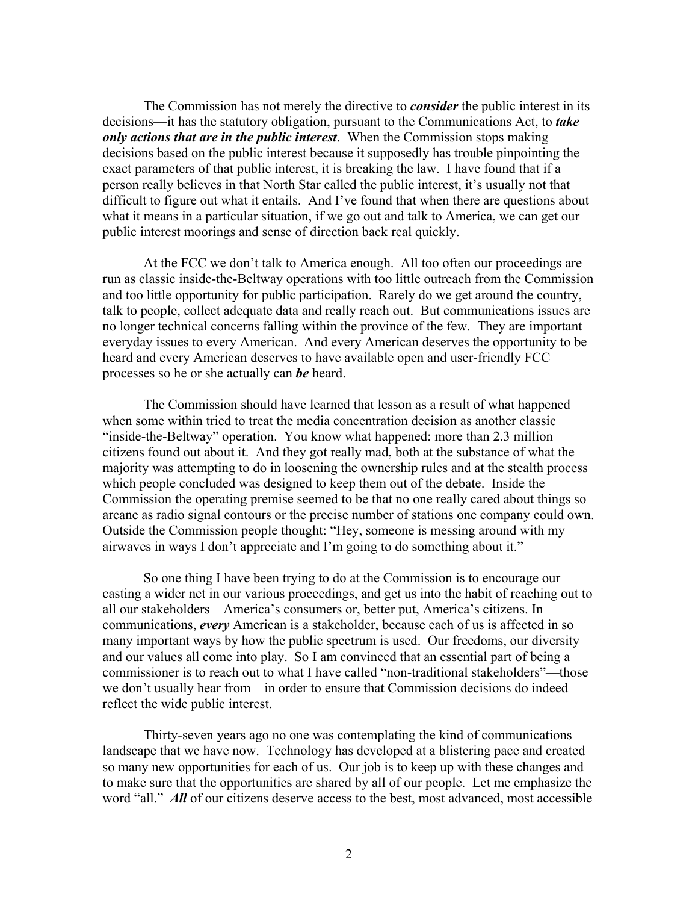The Commission has not merely the directive to ***consider*** the public interest in its decisions—it has the statutory obligation, pursuant to the Communications Act, to ***take only actions that are in the public interest***. When the Commission stops making decisions based on the public interest because it supposedly has trouble pinpointing the exact parameters of that public interest, it is breaking the law. I have found that if a person really believes in that North Star called the public interest, it's usually not that difficult to figure out what it entails. And I've found that when there are questions about what it means in a particular situation, if we go out and talk to America, we can get our public interest moorings and sense of direction back real quickly.

At the FCC we don't talk to America enough. All too often our proceedings are run as classic inside-the-Beltway operations with too little outreach from the Commission and too little opportunity for public participation. Rarely do we get around the country, talk to people, collect adequate data and really reach out. But communications issues are no longer technical concerns falling within the province of the few. They are important everyday issues to every American. And every American deserves the opportunity to be heard and every American deserves to have available open and user-friendly FCC processes so he or she actually can ***be*** heard.

The Commission should have learned that lesson as a result of what happened when some within tried to treat the media concentration decision as another classic "inside-the-Beltway" operation. You know what happened: more than 2.3 million citizens found out about it. And they got really mad, both at the substance of what the majority was attempting to do in loosening the ownership rules and at the stealth process which people concluded was designed to keep them out of the debate. Inside the Commission the operating premise seemed to be that no one really cared about things so arcane as radio signal contours or the precise number of stations one company could own. Outside the Commission people thought: "Hey, someone is messing around with my airwaves in ways I don't appreciate and I'm going to do something about it."

So one thing I have been trying to do at the Commission is to encourage our casting a wider net in our various proceedings, and get us into the habit of reaching out to all our stakeholders—America's consumers or, better put, America's citizens. In communications, ***every*** American is a stakeholder, because each of us is affected in so many important ways by how the public spectrum is used. Our freedoms, our diversity and our values all come into play. So I am convinced that an essential part of being a commissioner is to reach out to what I have called "non-traditional stakeholders"—those we don't usually hear from—in order to ensure that Commission decisions do indeed reflect the wide public interest.

Thirty-seven years ago no one was contemplating the kind of communications landscape that we have now. Technology has developed at a blistering pace and created so many new opportunities for each of us. Our job is to keep up with these changes and to make sure that the opportunities are shared by all of our people. Let me emphasize the word "all." ***All*** of our citizens deserve access to the best, most advanced, most accessible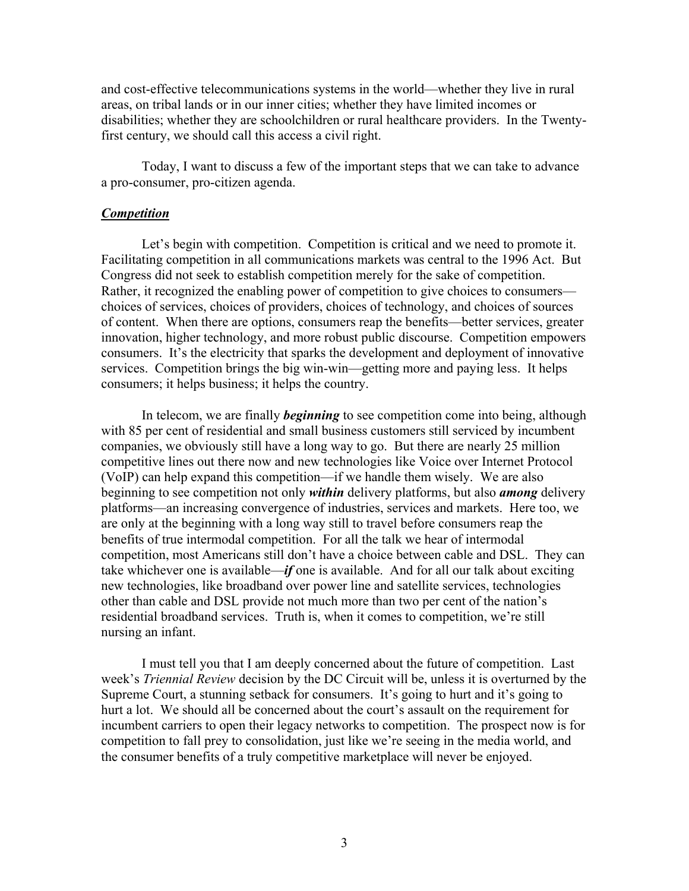and cost-effective telecommunications systems in the world—whether they live in rural areas, on tribal lands or in our inner cities; whether they have limited incomes or disabilities; whether they are schoolchildren or rural healthcare providers. In the Twenty-first century, we should call this access a civil right.

Today, I want to discuss a few of the important steps that we can take to advance a pro-consumer, pro-citizen agenda.

***Competition***

Let's begin with competition. Competition is critical and we need to promote it. Facilitating competition in all communications markets was central to the 1996 Act. But Congress did not seek to establish competition merely for the sake of competition. Rather, it recognized the enabling power of competition to give choices to consumers—choices of services, choices of providers, choices of technology, and choices of sources of content. When there are options, consumers reap the benefits—better services, greater innovation, higher technology, and more robust public discourse. Competition empowers consumers. It's the electricity that sparks the development and deployment of innovative services. Competition brings the big win-win—getting more and paying less. It helps consumers; it helps business; it helps the country.

In telecom, we are finally ***beginning*** to see competition come into being, although with 85 per cent of residential and small business customers still serviced by incumbent companies, we obviously still have a long way to go. But there are nearly 25 million competitive lines out there now and new technologies like Voice over Internet Protocol (VoIP) can help expand this competition—if we handle them wisely. We are also beginning to see competition not only ***within*** delivery platforms, but also ***among*** delivery platforms—an increasing convergence of industries, services and markets. Here too, we are only at the beginning with a long way still to travel before consumers reap the benefits of true intermodal competition. For all the talk we hear of intermodal competition, most Americans still don't have a choice between cable and DSL. They can take whichever one is available—***if*** one is available. And for all our talk about exciting new technologies, like broadband over power line and satellite services, technologies other than cable and DSL provide not much more than two per cent of the nation's residential broadband services. Truth is, when it comes to competition, we're still nursing an infant.

I must tell you that I am deeply concerned about the future of competition. Last week's *Triennial Review* decision by the DC Circuit will be, unless it is overturned by the Supreme Court, a stunning setback for consumers. It's going to hurt and it's going to hurt a lot. We should all be concerned about the court's assault on the requirement for incumbent carriers to open their legacy networks to competition. The prospect now is for competition to fall prey to consolidation, just like we're seeing in the media world, and the consumer benefits of a truly competitive marketplace will never be enjoyed.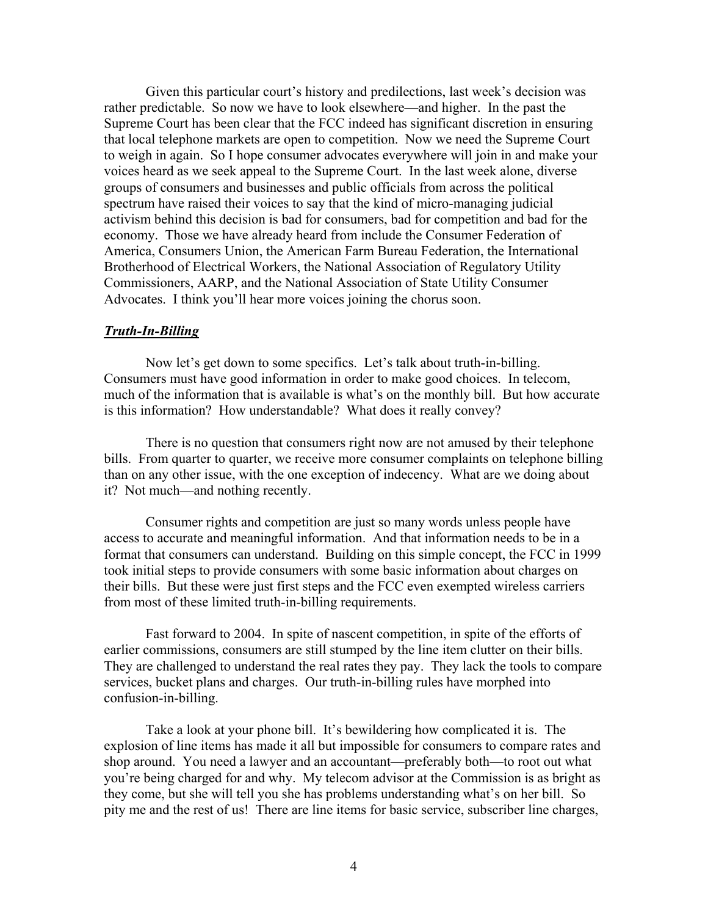Given this particular court's history and predilections, last week's decision was rather predictable. So now we have to look elsewhere—and higher. In the past the Supreme Court has been clear that the FCC indeed has significant discretion in ensuring that local telephone markets are open to competition. Now we need the Supreme Court to weigh in again. So I hope consumer advocates everywhere will join in and make your voices heard as we seek appeal to the Supreme Court. In the last week alone, diverse groups of consumers and businesses and public officials from across the political spectrum have raised their voices to say that the kind of micro-managing judicial activism behind this decision is bad for consumers, bad for competition and bad for the economy. Those we have already heard from include the Consumer Federation of America, Consumers Union, the American Farm Bureau Federation, the International Brotherhood of Electrical Workers, the National Association of Regulatory Utility Commissioners, AARP, and the National Association of State Utility Consumer Advocates. I think you'll hear more voices joining the chorus soon.

***Truth-In-Billing***

Now let's get down to some specifics. Let's talk about truth-in-billing. Consumers must have good information in order to make good choices. In telecom, much of the information that is available is what's on the monthly bill. But how accurate is this information? How understandable? What does it really convey?

There is no question that consumers right now are not amused by their telephone bills. From quarter to quarter, we receive more consumer complaints on telephone billing than on any other issue, with the one exception of indecency. What are we doing about it? Not much—and nothing recently.

Consumer rights and competition are just so many words unless people have access to accurate and meaningful information. And that information needs to be in a format that consumers can understand. Building on this simple concept, the FCC in 1999 took initial steps to provide consumers with some basic information about charges on their bills. But these were just first steps and the FCC even exempted wireless carriers from most of these limited truth-in-billing requirements.

Fast forward to 2004. In spite of nascent competition, in spite of the efforts of earlier commissions, consumers are still stumped by the line item clutter on their bills. They are challenged to understand the real rates they pay. They lack the tools to compare services, bucket plans and charges. Our truth-in-billing rules have morphed into confusion-in-billing.

Take a look at your phone bill. It's bewildering how complicated it is. The explosion of line items has made it all but impossible for consumers to compare rates and shop around. You need a lawyer and an accountant—preferably both—to root out what you're being charged for and why. My telecom advisor at the Commission is as bright as they come, but she will tell you she has problems understanding what's on her bill. So pity me and the rest of us! There are line items for basic service, subscriber line charges,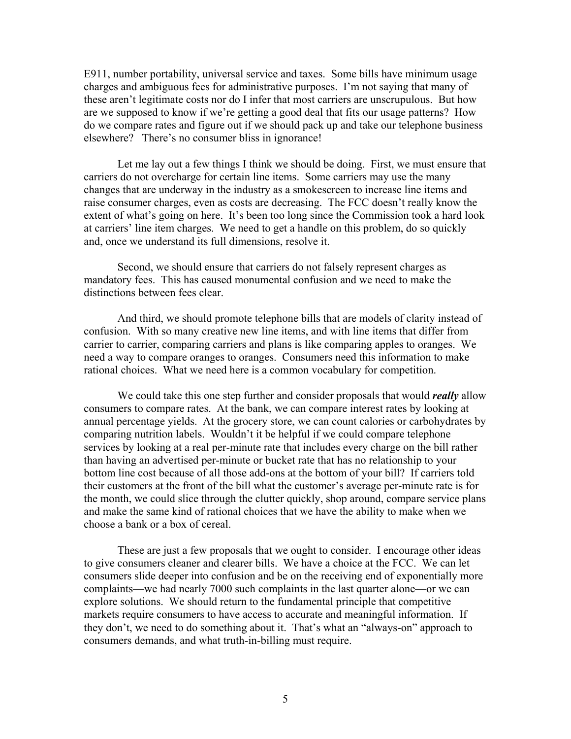E911, number portability, universal service and taxes. Some bills have minimum usage charges and ambiguous fees for administrative purposes. I'm not saying that many of these aren't legitimate costs nor do I infer that most carriers are unscrupulous. But how are we supposed to know if we're getting a good deal that fits our usage patterns? How do we compare rates and figure out if we should pack up and take our telephone business elsewhere? There's no consumer bliss in ignorance!

Let me lay out a few things I think we should be doing. First, we must ensure that carriers do not overcharge for certain line items. Some carriers may use the many changes that are underway in the industry as a smokescreen to increase line items and raise consumer charges, even as costs are decreasing. The FCC doesn't really know the extent of what's going on here. It's been too long since the Commission took a hard look at carriers' line item charges. We need to get a handle on this problem, do so quickly and, once we understand its full dimensions, resolve it.

Second, we should ensure that carriers do not falsely represent charges as mandatory fees. This has caused monumental confusion and we need to make the distinctions between fees clear.

And third, we should promote telephone bills that are models of clarity instead of confusion. With so many creative new line items, and with line items that differ from carrier to carrier, comparing carriers and plans is like comparing apples to oranges. We need a way to compare oranges to oranges. Consumers need this information to make rational choices. What we need here is a common vocabulary for competition.

We could take this one step further and consider proposals that would ***really*** allow consumers to compare rates. At the bank, we can compare interest rates by looking at annual percentage yields. At the grocery store, we can count calories or carbohydrates by comparing nutrition labels. Wouldn't it be helpful if we could compare telephone services by looking at a real per-minute rate that includes every charge on the bill rather than having an advertised per-minute or bucket rate that has no relationship to your bottom line cost because of all those add-ons at the bottom of your bill? If carriers told their customers at the front of the bill what the customer's average per-minute rate is for the month, we could slice through the clutter quickly, shop around, compare service plans and make the same kind of rational choices that we have the ability to make when we choose a bank or a box of cereal.

These are just a few proposals that we ought to consider. I encourage other ideas to give consumers cleaner and clearer bills. We have a choice at the FCC. We can let consumers slide deeper into confusion and be on the receiving end of exponentially more complaints—we had nearly 7000 such complaints in the last quarter alone—or we can explore solutions. We should return to the fundamental principle that competitive markets require consumers to have access to accurate and meaningful information. If they don't, we need to do something about it. That's what an "always-on" approach to consumers demands, and what truth-in-billing must require.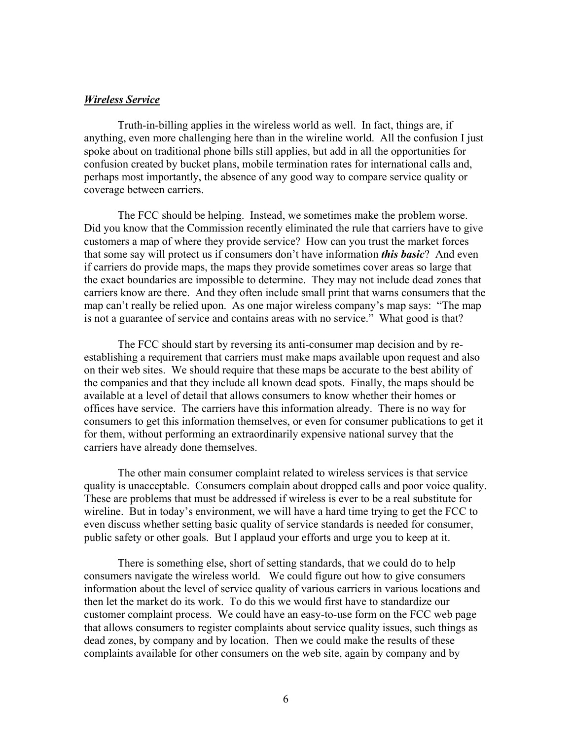***Wireless Service***

Truth-in-billing applies in the wireless world as well. In fact, things are, if anything, even more challenging here than in the wireline world. All the confusion I just spoke about on traditional phone bills still applies, but add in all the opportunities for confusion created by bucket plans, mobile termination rates for international calls and, perhaps most importantly, the absence of any good way to compare service quality or coverage between carriers.

The FCC should be helping. Instead, we sometimes make the problem worse. Did you know that the Commission recently eliminated the rule that carriers have to give customers a map of where they provide service? How can you trust the market forces that some say will protect us if consumers don't have information ***this basic***? And even if carriers do provide maps, the maps they provide sometimes cover areas so large that the exact boundaries are impossible to determine. They may not include dead zones that carriers know are there. And they often include small print that warns consumers that the map can't really be relied upon. As one major wireless company's map says: "The map is not a guarantee of service and contains areas with no service." What good is that?

The FCC should start by reversing its anti-consumer map decision and by re-establishing a requirement that carriers must make maps available upon request and also on their web sites. We should require that these maps be accurate to the best ability of the companies and that they include all known dead spots. Finally, the maps should be available at a level of detail that allows consumers to know whether their homes or offices have service. The carriers have this information already. There is no way for consumers to get this information themselves, or even for consumer publications to get it for them, without performing an extraordinarily expensive national survey that the carriers have already done themselves.

The other main consumer complaint related to wireless services is that service quality is unacceptable. Consumers complain about dropped calls and poor voice quality. These are problems that must be addressed if wireless is ever to be a real substitute for wireline. But in today's environment, we will have a hard time trying to get the FCC to even discuss whether setting basic quality of service standards is needed for consumer, public safety or other goals. But I applaud your efforts and urge you to keep at it.

There is something else, short of setting standards, that we could do to help consumers navigate the wireless world. We could figure out how to give consumers information about the level of service quality of various carriers in various locations and then let the market do its work. To do this we would first have to standardize our customer complaint process. We could have an easy-to-use form on the FCC web page that allows consumers to register complaints about service quality issues, such things as dead zones, by company and by location. Then we could make the results of these complaints available for other consumers on the web site, again by company and by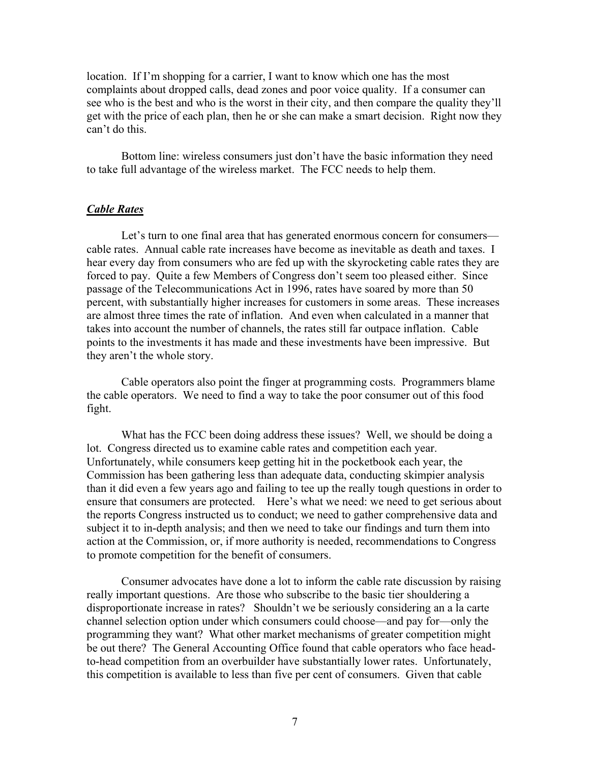location. If I'm shopping for a carrier, I want to know which one has the most complaints about dropped calls, dead zones and poor voice quality. If a consumer can see who is the best and who is the worst in their city, and then compare the quality they'll get with the price of each plan, then he or she can make a smart decision. Right now they can't do this.

Bottom line: wireless consumers just don't have the basic information they need to take full advantage of the wireless market. The FCC needs to help them.

***Cable Rates***

Let's turn to one final area that has generated enormous concern for consumers—cable rates. Annual cable rate increases have become as inevitable as death and taxes. I hear every day from consumers who are fed up with the skyrocketing cable rates they are forced to pay. Quite a few Members of Congress don't seem too pleased either. Since passage of the Telecommunications Act in 1996, rates have soared by more than 50 percent, with substantially higher increases for customers in some areas. These increases are almost three times the rate of inflation. And even when calculated in a manner that takes into account the number of channels, the rates still far outpace inflation. Cable points to the investments it has made and these investments have been impressive. But they aren't the whole story.

Cable operators also point the finger at programming costs. Programmers blame the cable operators. We need to find a way to take the poor consumer out of this food fight.

What has the FCC been doing address these issues? Well, we should be doing a lot. Congress directed us to examine cable rates and competition each year. Unfortunately, while consumers keep getting hit in the pocketbook each year, the Commission has been gathering less than adequate data, conducting skimpier analysis than it did even a few years ago and failing to tee up the really tough questions in order to ensure that consumers are protected. Here's what we need: we need to get serious about the reports Congress instructed us to conduct; we need to gather comprehensive data and subject it to in-depth analysis; and then we need to take our findings and turn them into action at the Commission, or, if more authority is needed, recommendations to Congress to promote competition for the benefit of consumers.

Consumer advocates have done a lot to inform the cable rate discussion by raising really important questions. Are those who subscribe to the basic tier shouldering a disproportionate increase in rates? Shouldn't we be seriously considering an a la carte channel selection option under which consumers could choose—and pay for—only the programming they want? What other market mechanisms of greater competition might be out there? The General Accounting Office found that cable operators who face head-to-head competition from an overbuilder have substantially lower rates. Unfortunately, this competition is available to less than five per cent of consumers. Given that cable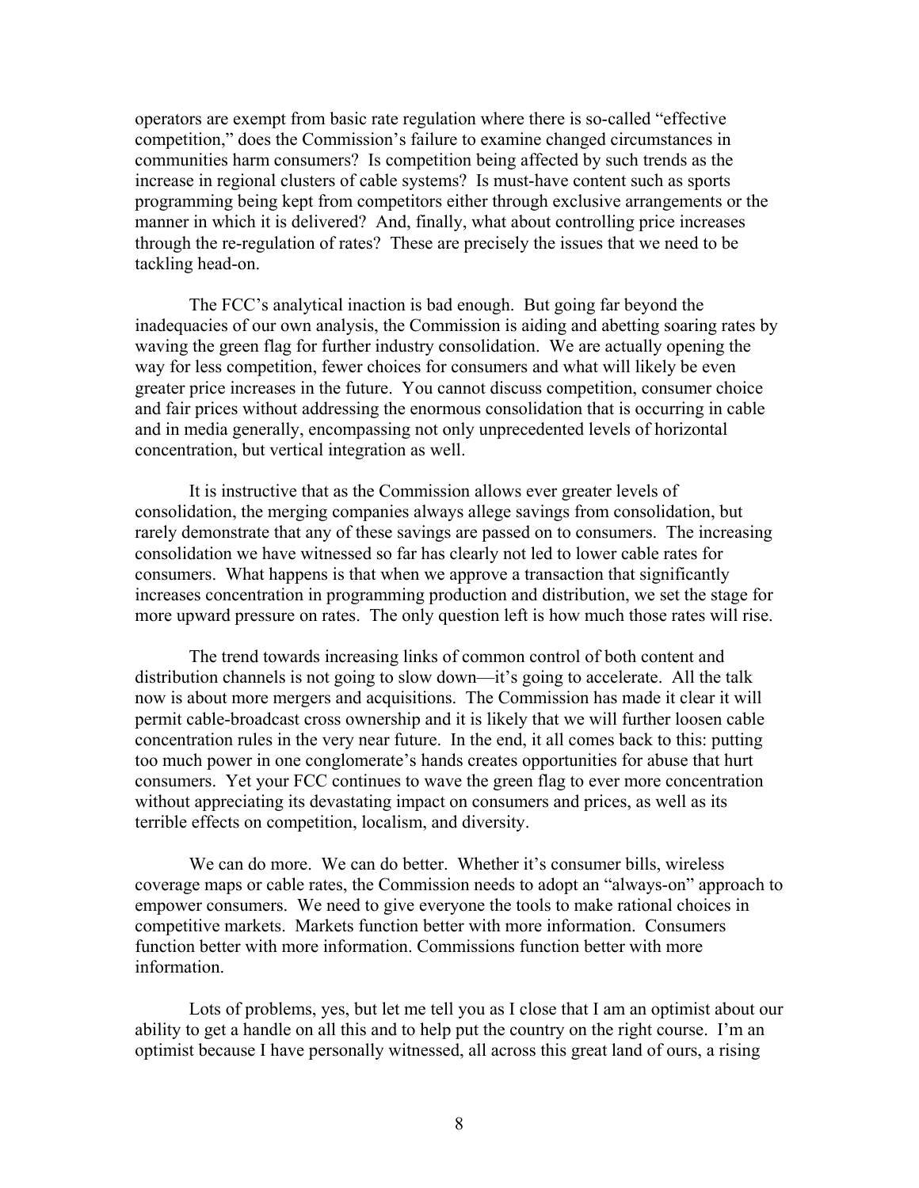operators are exempt from basic rate regulation where there is so-called "effective competition," does the Commission's failure to examine changed circumstances in communities harm consumers? Is competition being affected by such trends as the increase in regional clusters of cable systems? Is must-have content such as sports programming being kept from competitors either through exclusive arrangements or the manner in which it is delivered? And, finally, what about controlling price increases through the re-regulation of rates? These are precisely the issues that we need to be tackling head-on.

The FCC's analytical inaction is bad enough. But going far beyond the inadequacies of our own analysis, the Commission is aiding and abetting soaring rates by waving the green flag for further industry consolidation. We are actually opening the way for less competition, fewer choices for consumers and what will likely be even greater price increases in the future. You cannot discuss competition, consumer choice and fair prices without addressing the enormous consolidation that is occurring in cable and in media generally, encompassing not only unprecedented levels of horizontal concentration, but vertical integration as well.

It is instructive that as the Commission allows ever greater levels of consolidation, the merging companies always allege savings from consolidation, but rarely demonstrate that any of these savings are passed on to consumers. The increasing consolidation we have witnessed so far has clearly not led to lower cable rates for consumers. What happens is that when we approve a transaction that significantly increases concentration in programming production and distribution, we set the stage for more upward pressure on rates. The only question left is how much those rates will rise.

The trend towards increasing links of common control of both content and distribution channels is not going to slow down—it's going to accelerate. All the talk now is about more mergers and acquisitions. The Commission has made it clear it will permit cable-broadcast cross ownership and it is likely that we will further loosen cable concentration rules in the very near future. In the end, it all comes back to this: putting too much power in one conglomerate's hands creates opportunities for abuse that hurt consumers. Yet your FCC continues to wave the green flag to ever more concentration without appreciating its devastating impact on consumers and prices, as well as its terrible effects on competition, localism, and diversity.

We can do more. We can do better. Whether it's consumer bills, wireless coverage maps or cable rates, the Commission needs to adopt an "always-on" approach to empower consumers. We need to give everyone the tools to make rational choices in competitive markets. Markets function better with more information. Consumers function better with more information. Commissions function better with more information.

Lots of problems, yes, but let me tell you as I close that I am an optimist about our ability to get a handle on all this and to help put the country on the right course. I'm an optimist because I have personally witnessed, all across this great land of ours, a rising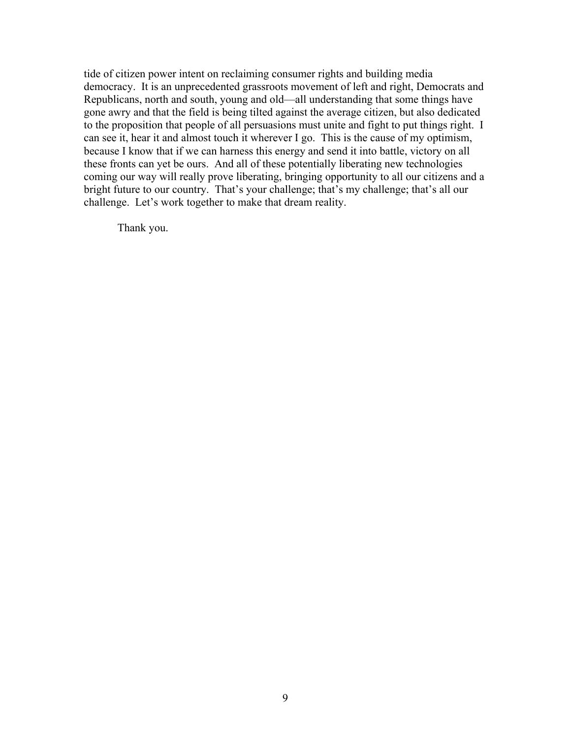tide of citizen power intent on reclaiming consumer rights and building media democracy. It is an unprecedented grassroots movement of left and right, Democrats and Republicans, north and south, young and old—all understanding that some things have gone awry and that the field is being tilted against the average citizen, but also dedicated to the proposition that people of all persuasions must unite and fight to put things right. I can see it, hear it and almost touch it wherever I go. This is the cause of my optimism, because I know that if we can harness this energy and send it into battle, victory on all these fronts can yet be ours. And all of these potentially liberating new technologies coming our way will really prove liberating, bringing opportunity to all our citizens and a bright future to our country. That's your challenge; that's my challenge; that's all our challenge. Let's work together to make that dream reality.

Thank you.